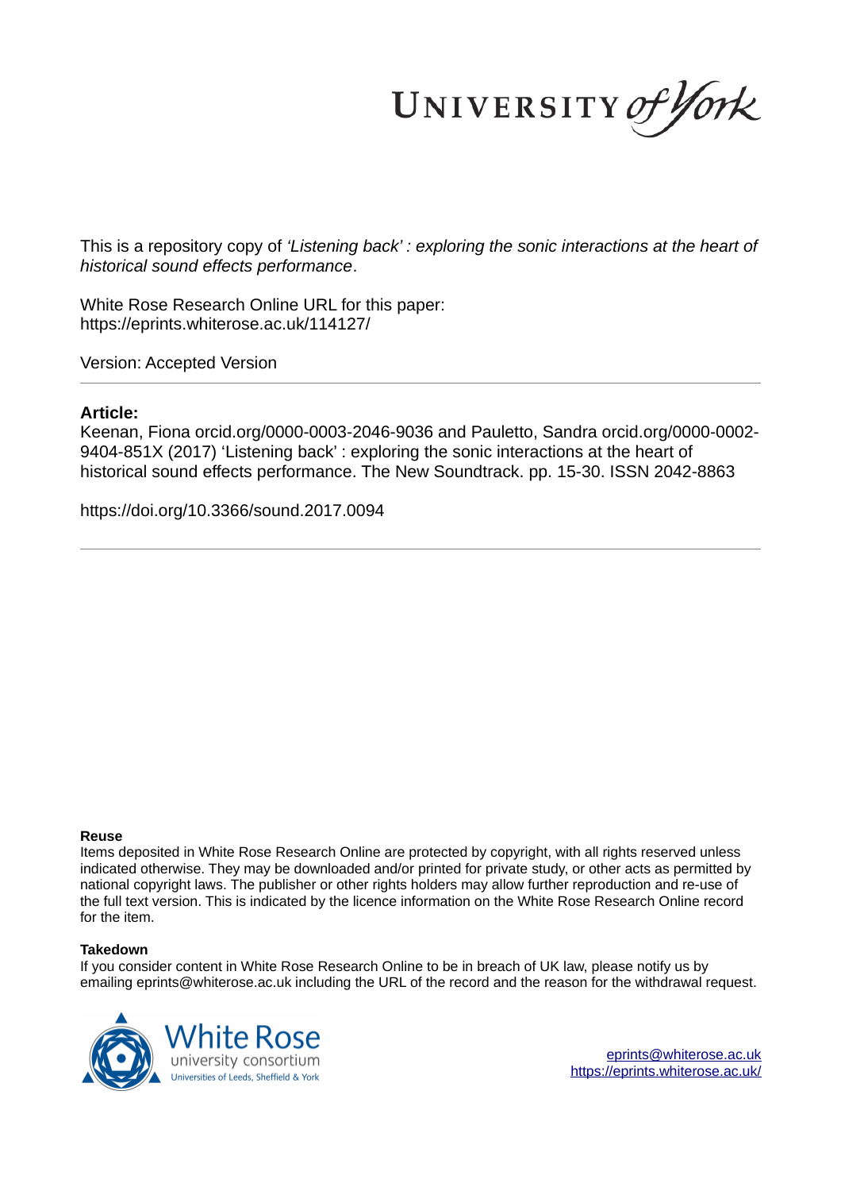This is a repository copy of *'Listening back' : exploring the sonic interactions at the heart of historical sound effects performance*.

White Rose Research Online URL for this paper:
https://eprints.whiterose.ac.uk/114127/

Version: Accepted Version

**Article:**

Keenan, Fiona orcid.org/0000-0003-2046-9036 and Pauletto, Sandra orcid.org/0000-0002-9404-851X (2017) 'Listening back' : exploring the sonic interactions at the heart of historical sound effects performance. The New Soundtrack. pp. 15-30. ISSN 2042-8863

https://doi.org/10.3366/sound.2017.0094

**Reuse**

Items deposited in White Rose Research Online are protected by copyright, with all rights reserved unless indicated otherwise. They may be downloaded and/or printed for private study, or other acts as permitted by national copyright laws. The publisher or other rights holders may allow further reproduction and re-use of the full text version. This is indicated by the licence information on the White Rose Research Online record for the item.

**Takedown**

If you consider content in White Rose Research Online to be in breach of UK law, please notify us by emailing eprints@whiterose.ac.uk including the URL of the record and the reason for the withdrawal request.

eprints@whiterose.ac.uk
https://eprints.whiterose.ac.uk/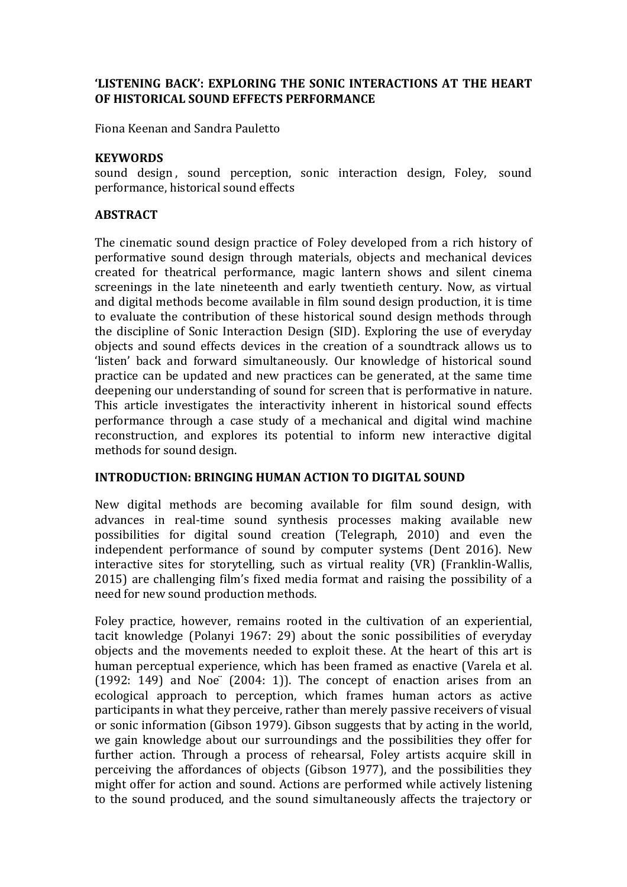**'LISTENING BACK': EXPLORING THE SONIC INTERACTIONS AT THE HEART OF HISTORICAL SOUND EFFECTS PERFORMANCE**

Fiona Keenan and Sandra Pauletto

**KEYWORDS**

sound design, sound perception, sonic interaction design, Foley, sound performance, historical sound effects

**ABSTRACT**

The cinematic sound design practice of Foley developed from a rich history of performative sound design through materials, objects and mechanical devices created for theatrical performance, magic lantern shows and silent cinema screenings in the late nineteenth and early twentieth century. Now, as virtual and digital methods become available in film sound design production, it is time to evaluate the contribution of these historical sound design methods through the discipline of Sonic Interaction Design (SID). Exploring the use of everyday objects and sound effects devices in the creation of a soundtrack allows us to 'listen' back and forward simultaneously. Our knowledge of historical sound practice can be updated and new practices can be generated, at the same time deepening our understanding of sound for screen that is performative in nature. This article investigates the interactivity inherent in historical sound effects performance through a case study of a mechanical and digital wind machine reconstruction, and explores its potential to inform new interactive digital methods for sound design.

**INTRODUCTION: BRINGING HUMAN ACTION TO DIGITAL SOUND**

New digital methods are becoming available for film sound design, with advances in real-time sound synthesis processes making available new possibilities for digital sound creation (Telegraph, 2010) and even the independent performance of sound by computer systems (Dent 2016). New interactive sites for storytelling, such as virtual reality (VR) (Franklin-Wallis, 2015) are challenging film's fixed media format and raising the possibility of a need for new sound production methods.

Foley practice, however, remains rooted in the cultivation of an experiential, tacit knowledge (Polanyi 1967: 29) about the sonic possibilities of everyday objects and the movements needed to exploit these. At the heart of this art is human perceptual experience, which has been framed as enactive (Varela et al. (1992: 149) and Noë (2004: 1)). The concept of enaction arises from an ecological approach to perception, which frames human actors as active participants in what they perceive, rather than merely passive receivers of visual or sonic information (Gibson 1979). Gibson suggests that by acting in the world, we gain knowledge about our surroundings and the possibilities they offer for further action. Through a process of rehearsal, Foley artists acquire skill in perceiving the affordances of objects (Gibson 1977), and the possibilities they might offer for action and sound. Actions are performed while actively listening to the sound produced, and the sound simultaneously affects the trajectory or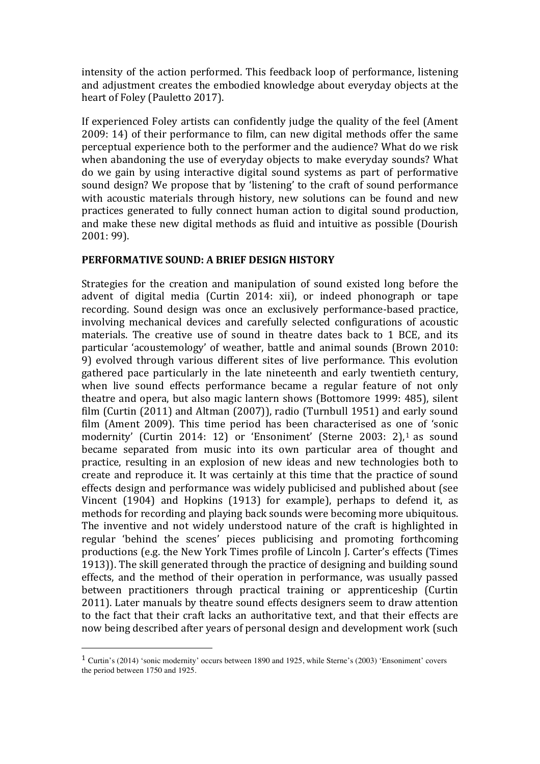intensity of the action performed. This feedback loop of performance, listening and adjustment creates the embodied knowledge about everyday objects at the heart of Foley (Pauletto 2017).

If experienced Foley artists can confidently judge the quality of the feel (Ament 2009: 14) of their performance to film, can new digital methods offer the same perceptual experience both to the performer and the audience? What do we risk when abandoning the use of everyday objects to make everyday sounds? What do we gain by using interactive digital sound systems as part of performative sound design? We propose that by 'listening' to the craft of sound performance with acoustic materials through history, new solutions can be found and new practices generated to fully connect human action to digital sound production, and make these new digital methods as fluid and intuitive as possible (Dourish 2001: 99).

## PERFORMATIVE SOUND: A BRIEF DESIGN HISTORY

Strategies for the creation and manipulation of sound existed long before the advent of digital media (Curtin 2014: xii), or indeed phonograph or tape recording. Sound design was once an exclusively performance-based practice, involving mechanical devices and carefully selected configurations of acoustic materials. The creative use of sound in theatre dates back to 1 BCE, and its particular 'acoustemology' of weather, battle and animal sounds (Brown 2010: 9) evolved through various different sites of live performance. This evolution gathered pace particularly in the late nineteenth and early twentieth century, when live sound effects performance became a regular feature of not only theatre and opera, but also magic lantern shows (Bottomore 1999: 485), silent film (Curtin (2011) and Altman (2007)), radio (Turnbull 1951) and early sound film (Ament 2009). This time period has been characterised as one of 'sonic modernity' (Curtin 2014: 12) or 'Ensoniment' (Sterne 2003: 2),[1] as sound became separated from music into its own particular area of thought and practice, resulting in an explosion of new ideas and new technologies both to create and reproduce it. It was certainly at this time that the practice of sound effects design and performance was widely publicised and published about (see Vincent (1904) and Hopkins (1913) for example), perhaps to defend it, as methods for recording and playing back sounds were becoming more ubiquitous. The inventive and not widely understood nature of the craft is highlighted in regular 'behind the scenes' pieces publicising and promoting forthcoming productions (e.g. the New York Times profile of Lincoln J. Carter's effects (Times 1913)). The skill generated through the practice of designing and building sound effects, and the method of their operation in performance, was usually passed between practitioners through practical training or apprenticeship (Curtin 2011). Later manuals by theatre sound effects designers seem to draw attention to the fact that their craft lacks an authoritative text, and that their effects are now being described after years of personal design and development work (such

---

[1] Curtin's (2014) 'sonic modernity' occurs between 1890 and 1925, while Sterne's (2003) 'Ensoniment' covers the period between 1750 and 1925.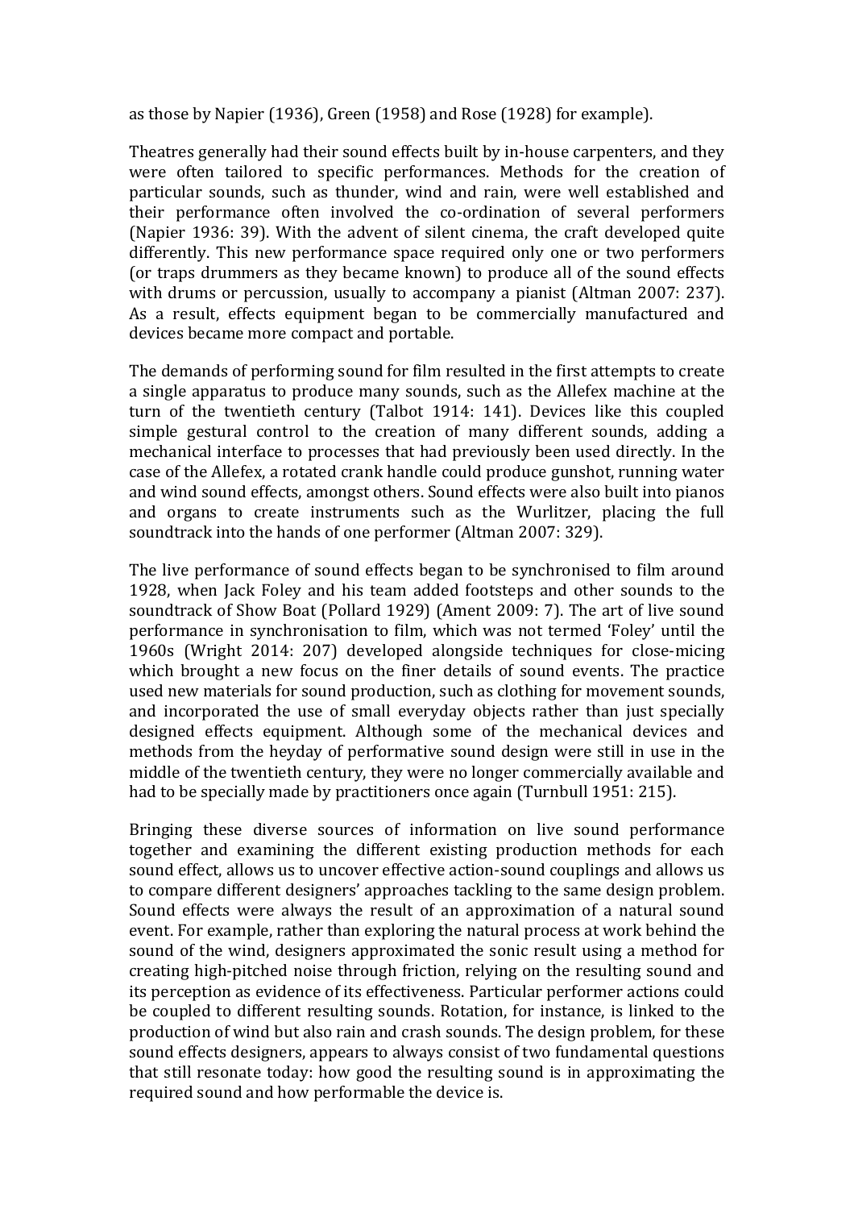as those by Napier (1936), Green (1958) and Rose (1928) for example).

Theatres generally had their sound effects built by in-house carpenters, and they were often tailored to specific performances. Methods for the creation of particular sounds, such as thunder, wind and rain, were well established and their performance often involved the co-ordination of several performers (Napier 1936: 39). With the advent of silent cinema, the craft developed quite differently. This new performance space required only one or two performers (or traps drummers as they became known) to produce all of the sound effects with drums or percussion, usually to accompany a pianist (Altman 2007: 237). As a result, effects equipment began to be commercially manufactured and devices became more compact and portable.

The demands of performing sound for film resulted in the first attempts to create a single apparatus to produce many sounds, such as the Allefex machine at the turn of the twentieth century (Talbot 1914: 141). Devices like this coupled simple gestural control to the creation of many different sounds, adding a mechanical interface to processes that had previously been used directly. In the case of the Allefex, a rotated crank handle could produce gunshot, running water and wind sound effects, amongst others. Sound effects were also built into pianos and organs to create instruments such as the Wurlitzer, placing the full soundtrack into the hands of one performer (Altman 2007: 329).

The live performance of sound effects began to be synchronised to film around 1928, when Jack Foley and his team added footsteps and other sounds to the soundtrack of Show Boat (Pollard 1929) (Ament 2009: 7). The art of live sound performance in synchronisation to film, which was not termed 'Foley' until the 1960s (Wright 2014: 207) developed alongside techniques for close-micing which brought a new focus on the finer details of sound events. The practice used new materials for sound production, such as clothing for movement sounds, and incorporated the use of small everyday objects rather than just specially designed effects equipment. Although some of the mechanical devices and methods from the heyday of performative sound design were still in use in the middle of the twentieth century, they were no longer commercially available and had to be specially made by practitioners once again (Turnbull 1951: 215).

Bringing these diverse sources of information on live sound performance together and examining the different existing production methods for each sound effect, allows us to uncover effective action-sound couplings and allows us to compare different designers' approaches tackling to the same design problem. Sound effects were always the result of an approximation of a natural sound event. For example, rather than exploring the natural process at work behind the sound of the wind, designers approximated the sonic result using a method for creating high-pitched noise through friction, relying on the resulting sound and its perception as evidence of its effectiveness. Particular performer actions could be coupled to different resulting sounds. Rotation, for instance, is linked to the production of wind but also rain and crash sounds. The design problem, for these sound effects designers, appears to always consist of two fundamental questions that still resonate today: how good the resulting sound is in approximating the required sound and how performable the device is.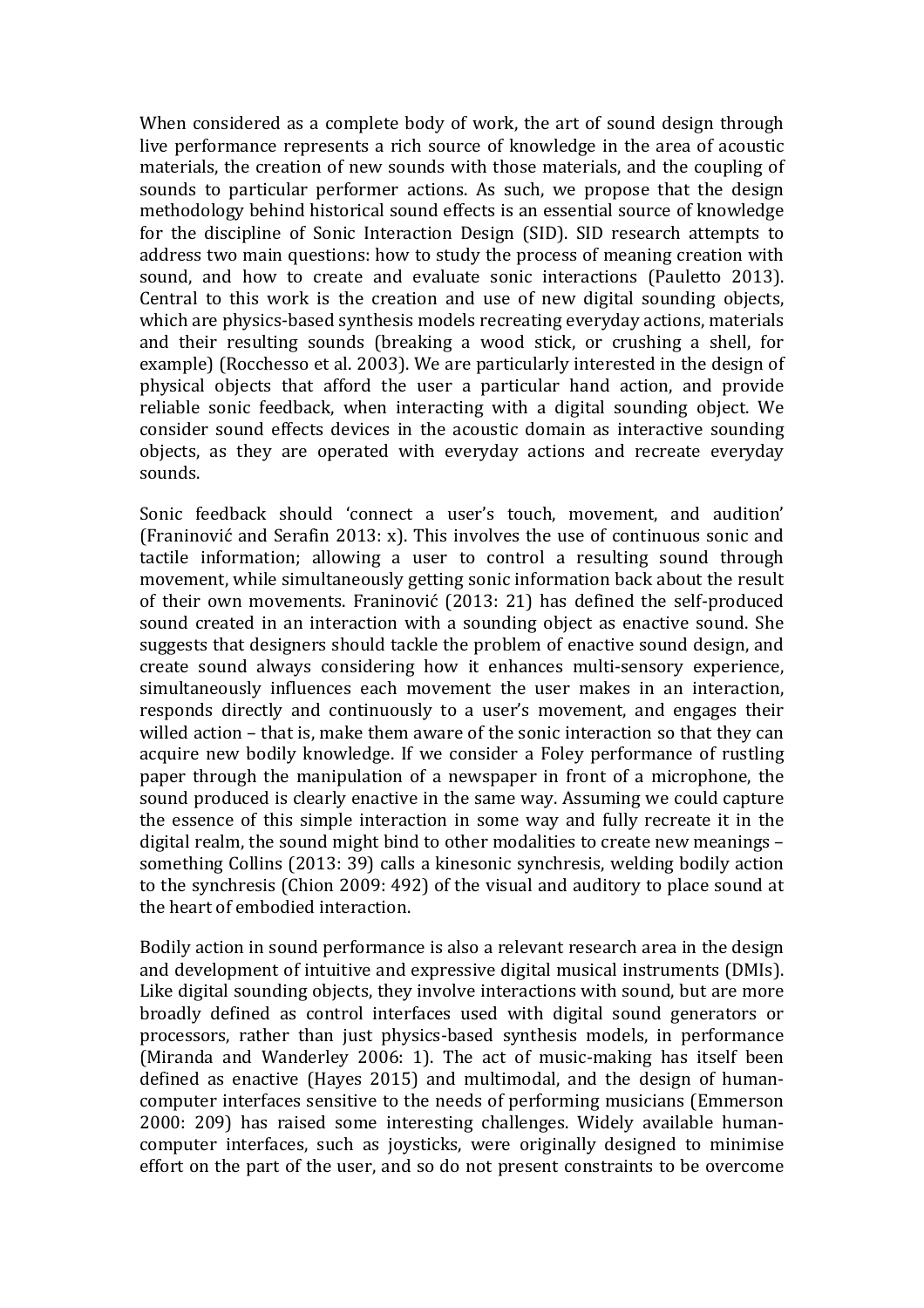When considered as a complete body of work, the art of sound design through live performance represents a rich source of knowledge in the area of acoustic materials, the creation of new sounds with those materials, and the coupling of sounds to particular performer actions. As such, we propose that the design methodology behind historical sound effects is an essential source of knowledge for the discipline of Sonic Interaction Design (SID). SID research attempts to address two main questions: how to study the process of meaning creation with sound, and how to create and evaluate sonic interactions (Pauletto 2013). Central to this work is the creation and use of new digital sounding objects, which are physics-based synthesis models recreating everyday actions, materials and their resulting sounds (breaking a wood stick, or crushing a shell, for example) (Rocchesso et al. 2003). We are particularly interested in the design of physical objects that afford the user a particular hand action, and provide reliable sonic feedback, when interacting with a digital sounding object. We consider sound effects devices in the acoustic domain as interactive sounding objects, as they are operated with everyday actions and recreate everyday sounds.

Sonic feedback should 'connect a user's touch, movement, and audition' (Franinović and Serafin 2013: x). This involves the use of continuous sonic and tactile information; allowing a user to control a resulting sound through movement, while simultaneously getting sonic information back about the result of their own movements. Franinović (2013: 21) has defined the self-produced sound created in an interaction with a sounding object as enactive sound. She suggests that designers should tackle the problem of enactive sound design, and create sound always considering how it enhances multi-sensory experience, simultaneously influences each movement the user makes in an interaction, responds directly and continuously to a user's movement, and engages their willed action – that is, make them aware of the sonic interaction so that they can acquire new bodily knowledge. If we consider a Foley performance of rustling paper through the manipulation of a newspaper in front of a microphone, the sound produced is clearly enactive in the same way. Assuming we could capture the essence of this simple interaction in some way and fully recreate it in the digital realm, the sound might bind to other modalities to create new meanings – something Collins (2013: 39) calls a kinesonic synchresis, welding bodily action to the synchresis (Chion 2009: 492) of the visual and auditory to place sound at the heart of embodied interaction.

Bodily action in sound performance is also a relevant research area in the design and development of intuitive and expressive digital musical instruments (DMIs). Like digital sounding objects, they involve interactions with sound, but are more broadly defined as control interfaces used with digital sound generators or processors, rather than just physics-based synthesis models, in performance (Miranda and Wanderley 2006: 1). The act of music-making has itself been defined as enactive (Hayes 2015) and multimodal, and the design of human-computer interfaces sensitive to the needs of performing musicians (Emmerson 2000: 209) has raised some interesting challenges. Widely available human-computer interfaces, such as joysticks, were originally designed to minimise effort on the part of the user, and so do not present constraints to be overcome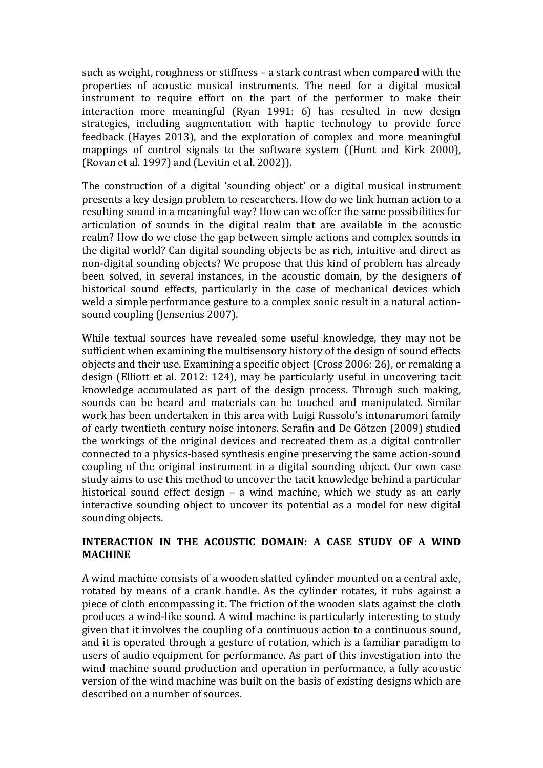such as weight, roughness or stiffness – a stark contrast when compared with the properties of acoustic musical instruments. The need for a digital musical instrument to require effort on the part of the performer to make their interaction more meaningful (Ryan 1991: 6) has resulted in new design strategies, including augmentation with haptic technology to provide force feedback (Hayes 2013), and the exploration of complex and more meaningful mappings of control signals to the software system ((Hunt and Kirk 2000), (Rovan et al. 1997) and (Levitin et al. 2002)).

The construction of a digital 'sounding object' or a digital musical instrument presents a key design problem to researchers. How do we link human action to a resulting sound in a meaningful way? How can we offer the same possibilities for articulation of sounds in the digital realm that are available in the acoustic realm? How do we close the gap between simple actions and complex sounds in the digital world? Can digital sounding objects be as rich, intuitive and direct as non-digital sounding objects? We propose that this kind of problem has already been solved, in several instances, in the acoustic domain, by the designers of historical sound effects, particularly in the case of mechanical devices which weld a simple performance gesture to a complex sonic result in a natural action-sound coupling (Jensenius 2007).

While textual sources have revealed some useful knowledge, they may not be sufficient when examining the multisensory history of the design of sound effects objects and their use. Examining a specific object (Cross 2006: 26), or remaking a design (Elliott et al. 2012: 124), may be particularly useful in uncovering tacit knowledge accumulated as part of the design process. Through such making, sounds can be heard and materials can be touched and manipulated. Similar work has been undertaken in this area with Luigi Russolo's intonarumori family of early twentieth century noise intoners. Serafin and De Götzen (2009) studied the workings of the original devices and recreated them as a digital controller connected to a physics-based synthesis engine preserving the same action-sound coupling of the original instrument in a digital sounding object. Our own case study aims to use this method to uncover the tacit knowledge behind a particular historical sound effect design – a wind machine, which we study as an early interactive sounding object to uncover its potential as a model for new digital sounding objects.

## INTERACTION IN THE ACOUSTIC DOMAIN: A CASE STUDY OF A WIND MACHINE

A wind machine consists of a wooden slatted cylinder mounted on a central axle, rotated by means of a crank handle. As the cylinder rotates, it rubs against a piece of cloth encompassing it. The friction of the wooden slats against the cloth produces a wind-like sound. A wind machine is particularly interesting to study given that it involves the coupling of a continuous action to a continuous sound, and it is operated through a gesture of rotation, which is a familiar paradigm to users of audio equipment for performance. As part of this investigation into the wind machine sound production and operation in performance, a fully acoustic version of the wind machine was built on the basis of existing designs which are described on a number of sources.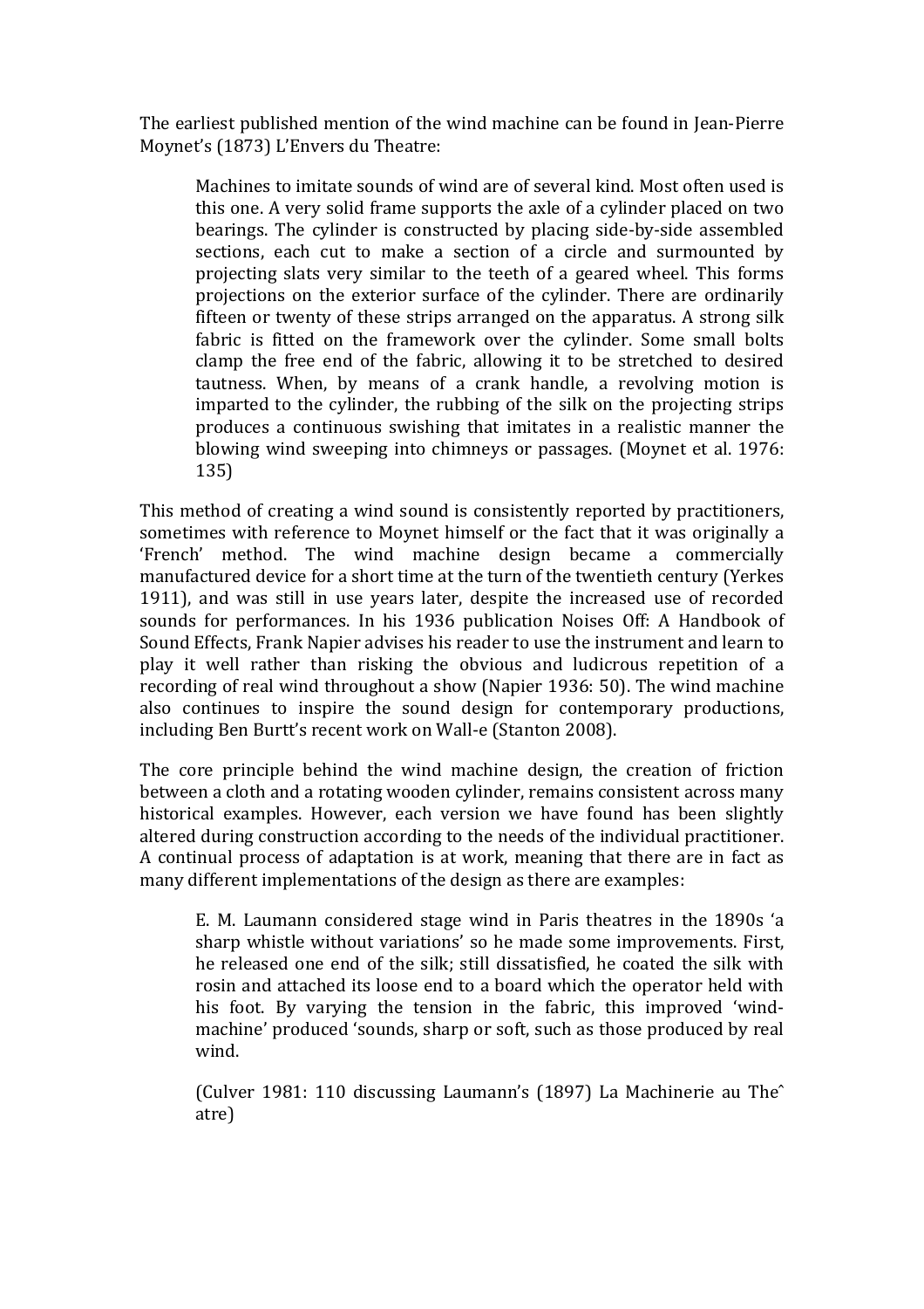The earliest published mention of the wind machine can be found in Jean-Pierre Moynet's (1873) L'Envers du Theatre:

> Machines to imitate sounds of wind are of several kind. Most often used is this one. A very solid frame supports the axle of a cylinder placed on two bearings. The cylinder is constructed by placing side-by-side assembled sections, each cut to make a section of a circle and surmounted by projecting slats very similar to the teeth of a geared wheel. This forms projections on the exterior surface of the cylinder. There are ordinarily fifteen or twenty of these strips arranged on the apparatus. A strong silk fabric is fitted on the framework over the cylinder. Some small bolts clamp the free end of the fabric, allowing it to be stretched to desired tautness. When, by means of a crank handle, a revolving motion is imparted to the cylinder, the rubbing of the silk on the projecting strips produces a continuous swishing that imitates in a realistic manner the blowing wind sweeping into chimneys or passages. (Moynet et al. 1976: 135)

This method of creating a wind sound is consistently reported by practitioners, sometimes with reference to Moynet himself or the fact that it was originally a 'French' method. The wind machine design became a commercially manufactured device for a short time at the turn of the twentieth century (Yerkes 1911), and was still in use years later, despite the increased use of recorded sounds for performances. In his 1936 publication Noises Off: A Handbook of Sound Effects, Frank Napier advises his reader to use the instrument and learn to play it well rather than risking the obvious and ludicrous repetition of a recording of real wind throughout a show (Napier 1936: 50). The wind machine also continues to inspire the sound design for contemporary productions, including Ben Burtt's recent work on Wall-e (Stanton 2008).

The core principle behind the wind machine design, the creation of friction between a cloth and a rotating wooden cylinder, remains consistent across many historical examples. However, each version we have found has been slightly altered during construction according to the needs of the individual practitioner. A continual process of adaptation is at work, meaning that there are in fact as many different implementations of the design as there are examples:

> E. M. Laumann considered stage wind in Paris theatres in the 1890s 'a sharp whistle without variations' so he made some improvements. First, he released one end of the silk; still dissatisfied, he coated the silk with rosin and attached its loose end to a board which the operator held with his foot. By varying the tension in the fabric, this improved 'wind-machine' produced 'sounds, sharp or soft, such as those produced by real wind.
>
> (Culver 1981: 110 discussing Laumann's (1897) La Machinerie au Theˆ atre)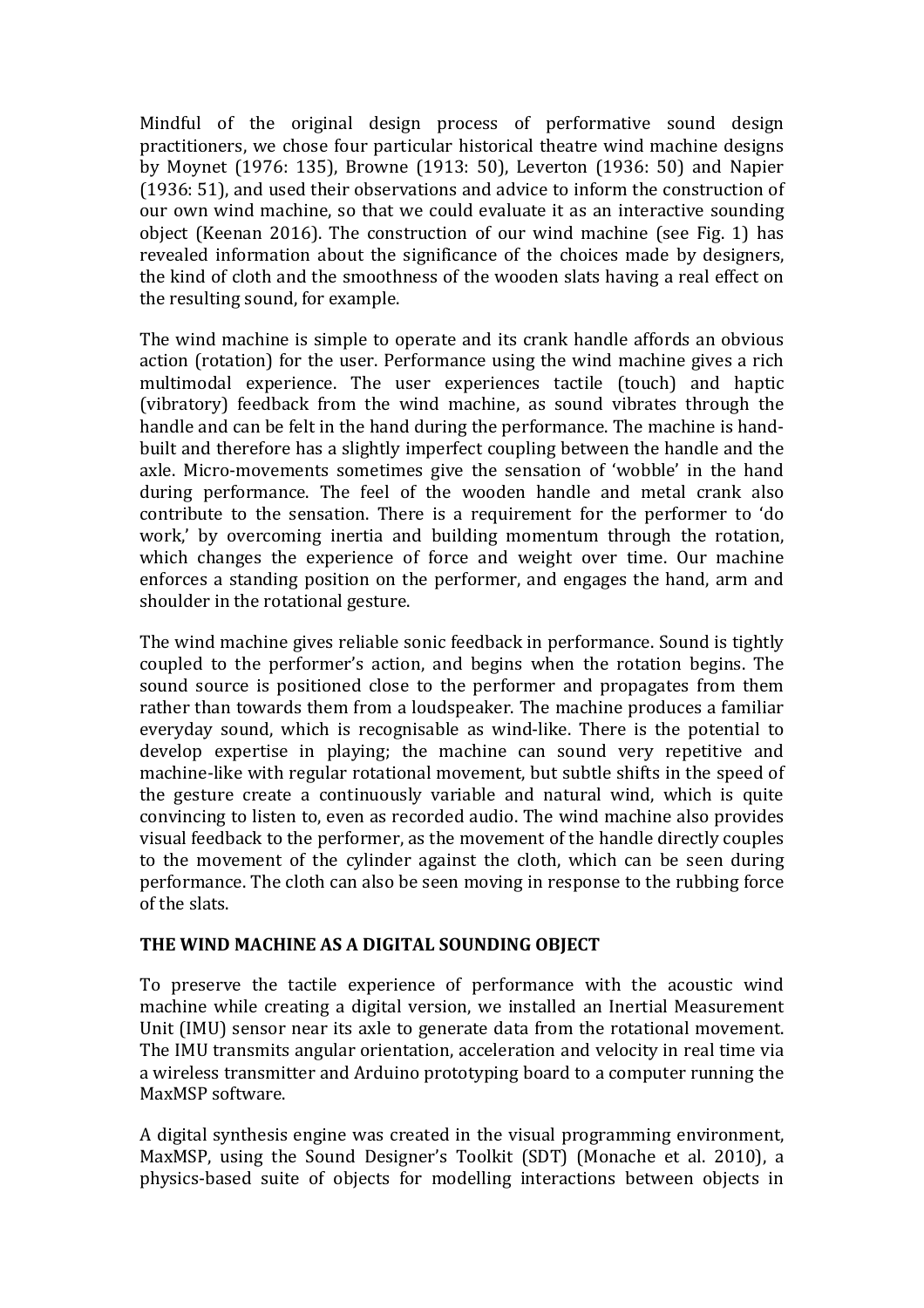Mindful of the original design process of performative sound design practitioners, we chose four particular historical theatre wind machine designs by Moynet (1976: 135), Browne (1913: 50), Leverton (1936: 50) and Napier (1936: 51), and used their observations and advice to inform the construction of our own wind machine, so that we could evaluate it as an interactive sounding object (Keenan 2016). The construction of our wind machine (see Fig. 1) has revealed information about the significance of the choices made by designers, the kind of cloth and the smoothness of the wooden slats having a real effect on the resulting sound, for example.

The wind machine is simple to operate and its crank handle affords an obvious action (rotation) for the user. Performance using the wind machine gives a rich multimodal experience. The user experiences tactile (touch) and haptic (vibratory) feedback from the wind machine, as sound vibrates through the handle and can be felt in the hand during the performance. The machine is hand-built and therefore has a slightly imperfect coupling between the handle and the axle. Micro-movements sometimes give the sensation of 'wobble' in the hand during performance. The feel of the wooden handle and metal crank also contribute to the sensation. There is a requirement for the performer to 'do work,' by overcoming inertia and building momentum through the rotation, which changes the experience of force and weight over time. Our machine enforces a standing position on the performer, and engages the hand, arm and shoulder in the rotational gesture.

The wind machine gives reliable sonic feedback in performance. Sound is tightly coupled to the performer's action, and begins when the rotation begins. The sound source is positioned close to the performer and propagates from them rather than towards them from a loudspeaker. The machine produces a familiar everyday sound, which is recognisable as wind-like. There is the potential to develop expertise in playing; the machine can sound very repetitive and machine-like with regular rotational movement, but subtle shifts in the speed of the gesture create a continuously variable and natural wind, which is quite convincing to listen to, even as recorded audio. The wind machine also provides visual feedback to the performer, as the movement of the handle directly couples to the movement of the cylinder against the cloth, which can be seen during performance. The cloth can also be seen moving in response to the rubbing force of the slats.

## THE WIND MACHINE AS A DIGITAL SOUNDING OBJECT

To preserve the tactile experience of performance with the acoustic wind machine while creating a digital version, we installed an Inertial Measurement Unit (IMU) sensor near its axle to generate data from the rotational movement. The IMU transmits angular orientation, acceleration and velocity in real time via a wireless transmitter and Arduino prototyping board to a computer running the MaxMSP software.

A digital synthesis engine was created in the visual programming environment, MaxMSP, using the Sound Designer's Toolkit (SDT) (Monache et al. 2010), a physics-based suite of objects for modelling interactions between objects in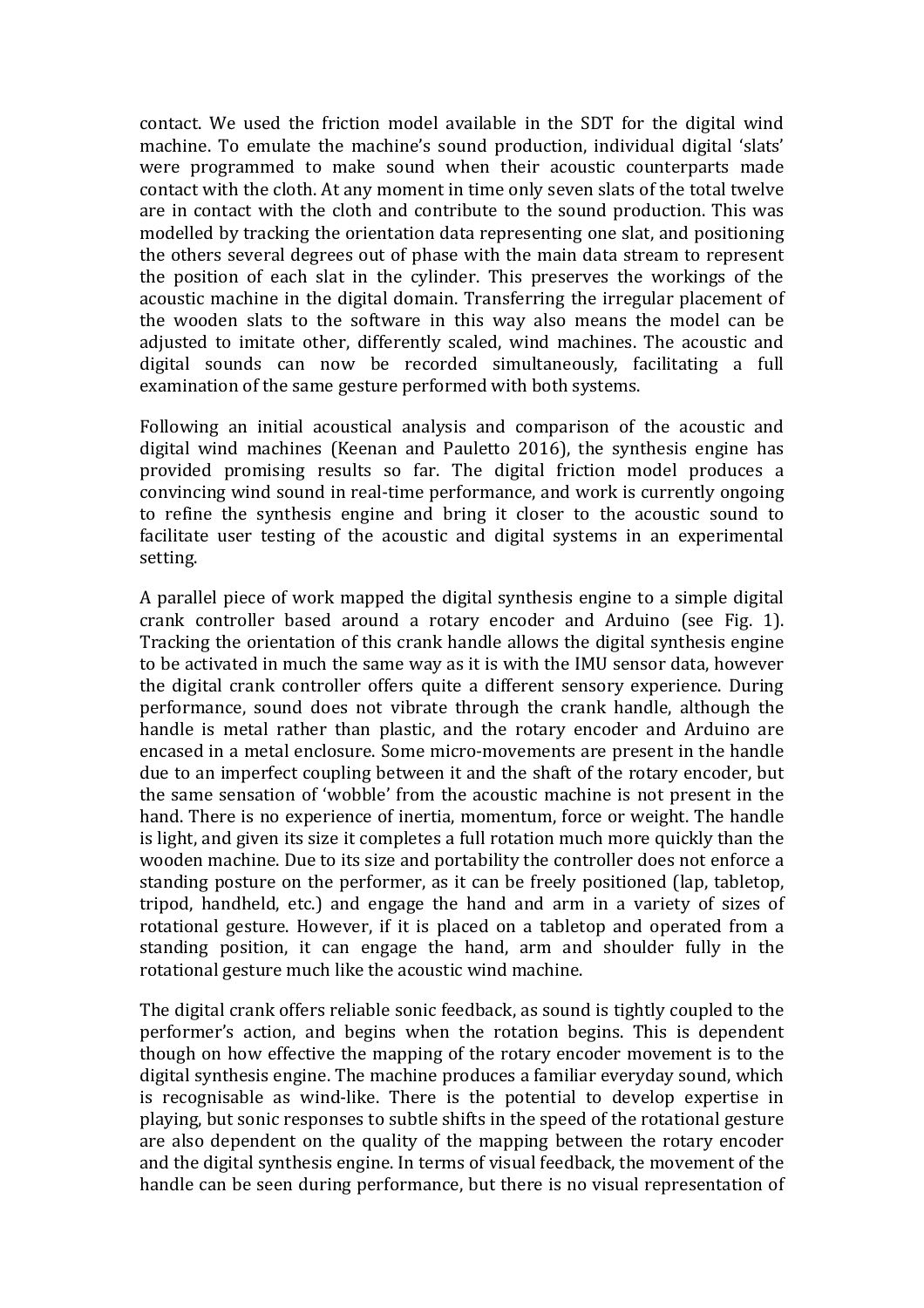contact. We used the friction model available in the SDT for the digital wind machine. To emulate the machine's sound production, individual digital 'slats' were programmed to make sound when their acoustic counterparts made contact with the cloth. At any moment in time only seven slats of the total twelve are in contact with the cloth and contribute to the sound production. This was modelled by tracking the orientation data representing one slat, and positioning the others several degrees out of phase with the main data stream to represent the position of each slat in the cylinder. This preserves the workings of the acoustic machine in the digital domain. Transferring the irregular placement of the wooden slats to the software in this way also means the model can be adjusted to imitate other, differently scaled, wind machines. The acoustic and digital sounds can now be recorded simultaneously, facilitating a full examination of the same gesture performed with both systems.

Following an initial acoustical analysis and comparison of the acoustic and digital wind machines (Keenan and Pauletto 2016), the synthesis engine has provided promising results so far. The digital friction model produces a convincing wind sound in real-time performance, and work is currently ongoing to refine the synthesis engine and bring it closer to the acoustic sound to facilitate user testing of the acoustic and digital systems in an experimental setting.

A parallel piece of work mapped the digital synthesis engine to a simple digital crank controller based around a rotary encoder and Arduino (see Fig. 1). Tracking the orientation of this crank handle allows the digital synthesis engine to be activated in much the same way as it is with the IMU sensor data, however the digital crank controller offers quite a different sensory experience. During performance, sound does not vibrate through the crank handle, although the handle is metal rather than plastic, and the rotary encoder and Arduino are encased in a metal enclosure. Some micro-movements are present in the handle due to an imperfect coupling between it and the shaft of the rotary encoder, but the same sensation of 'wobble' from the acoustic machine is not present in the hand. There is no experience of inertia, momentum, force or weight. The handle is light, and given its size it completes a full rotation much more quickly than the wooden machine. Due to its size and portability the controller does not enforce a standing posture on the performer, as it can be freely positioned (lap, tabletop, tripod, handheld, etc.) and engage the hand and arm in a variety of sizes of rotational gesture. However, if it is placed on a tabletop and operated from a standing position, it can engage the hand, arm and shoulder fully in the rotational gesture much like the acoustic wind machine.

The digital crank offers reliable sonic feedback, as sound is tightly coupled to the performer's action, and begins when the rotation begins. This is dependent though on how effective the mapping of the rotary encoder movement is to the digital synthesis engine. The machine produces a familiar everyday sound, which is recognisable as wind-like. There is the potential to develop expertise in playing, but sonic responses to subtle shifts in the speed of the rotational gesture are also dependent on the quality of the mapping between the rotary encoder and the digital synthesis engine. In terms of visual feedback, the movement of the handle can be seen during performance, but there is no visual representation of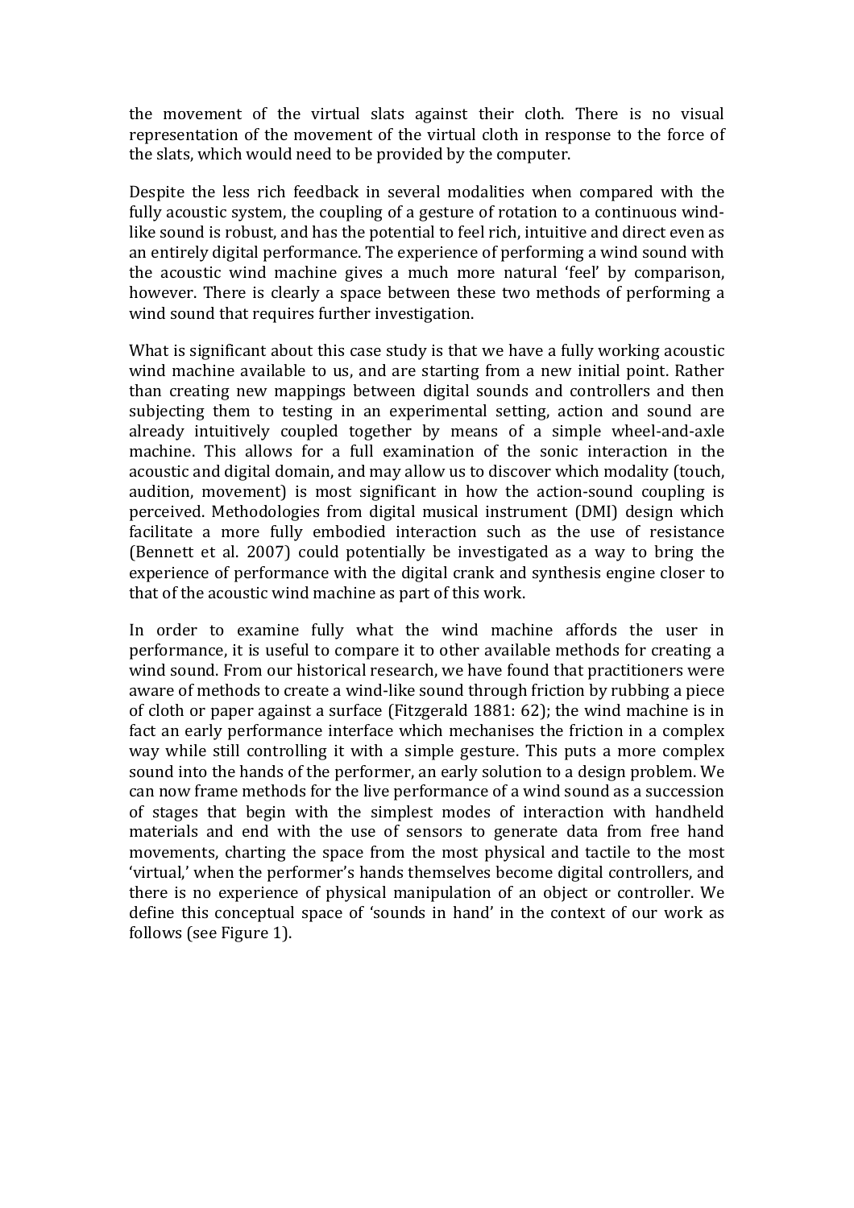the movement of the virtual slats against their cloth. There is no visual representation of the movement of the virtual cloth in response to the force of the slats, which would need to be provided by the computer.

Despite the less rich feedback in several modalities when compared with the fully acoustic system, the coupling of a gesture of rotation to a continuous wind-like sound is robust, and has the potential to feel rich, intuitive and direct even as an entirely digital performance. The experience of performing a wind sound with the acoustic wind machine gives a much more natural 'feel' by comparison, however. There is clearly a space between these two methods of performing a wind sound that requires further investigation.

What is significant about this case study is that we have a fully working acoustic wind machine available to us, and are starting from a new initial point. Rather than creating new mappings between digital sounds and controllers and then subjecting them to testing in an experimental setting, action and sound are already intuitively coupled together by means of a simple wheel-and-axle machine. This allows for a full examination of the sonic interaction in the acoustic and digital domain, and may allow us to discover which modality (touch, audition, movement) is most significant in how the action-sound coupling is perceived. Methodologies from digital musical instrument (DMI) design which facilitate a more fully embodied interaction such as the use of resistance (Bennett et al. 2007) could potentially be investigated as a way to bring the experience of performance with the digital crank and synthesis engine closer to that of the acoustic wind machine as part of this work.

In order to examine fully what the wind machine affords the user in performance, it is useful to compare it to other available methods for creating a wind sound. From our historical research, we have found that practitioners were aware of methods to create a wind-like sound through friction by rubbing a piece of cloth or paper against a surface (Fitzgerald 1881: 62); the wind machine is in fact an early performance interface which mechanises the friction in a complex way while still controlling it with a simple gesture. This puts a more complex sound into the hands of the performer, an early solution to a design problem. We can now frame methods for the live performance of a wind sound as a succession of stages that begin with the simplest modes of interaction with handheld materials and end with the use of sensors to generate data from free hand movements, charting the space from the most physical and tactile to the most 'virtual,' when the performer's hands themselves become digital controllers, and there is no experience of physical manipulation of an object or controller. We define this conceptual space of 'sounds in hand' in the context of our work as follows (see Figure 1).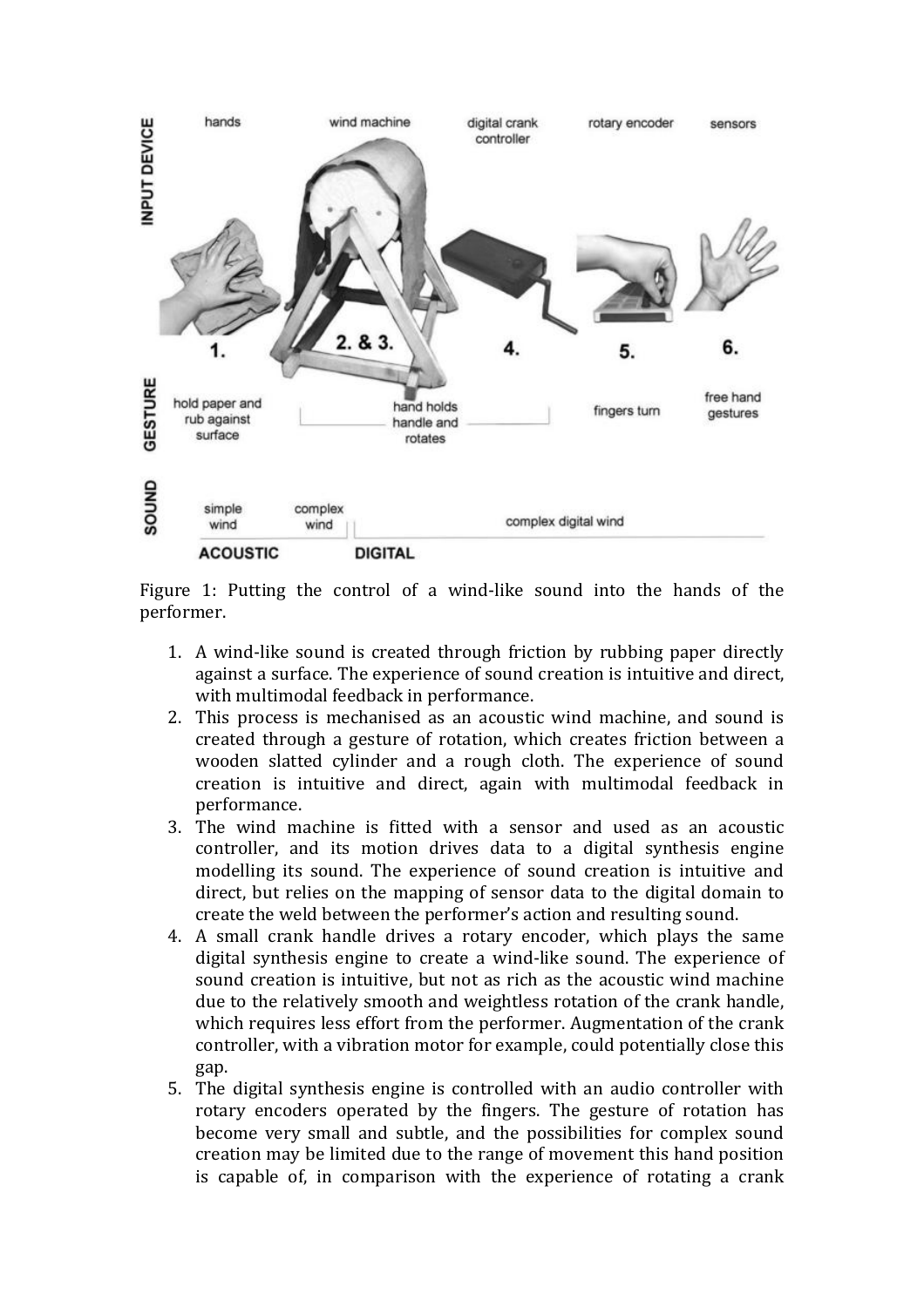Figure 1: Putting the control of a wind-like sound into the hands of the performer.

1. A wind-like sound is created through friction by rubbing paper directly against a surface. The experience of sound creation is intuitive and direct, with multimodal feedback in performance.
2. This process is mechanised as an acoustic wind machine, and sound is created through a gesture of rotation, which creates friction between a wooden slatted cylinder and a rough cloth. The experience of sound creation is intuitive and direct, again with multimodal feedback in performance.
3. The wind machine is fitted with a sensor and used as an acoustic controller, and its motion drives data to a digital synthesis engine modelling its sound. The experience of sound creation is intuitive and direct, but relies on the mapping of sensor data to the digital domain to create the weld between the performer's action and resulting sound.
4. A small crank handle drives a rotary encoder, which plays the same digital synthesis engine to create a wind-like sound. The experience of sound creation is intuitive, but not as rich as the acoustic wind machine due to the relatively smooth and weightless rotation of the crank handle, which requires less effort from the performer. Augmentation of the crank controller, with a vibration motor for example, could potentially close this gap.
5. The digital synthesis engine is controlled with an audio controller with rotary encoders operated by the fingers. The gesture of rotation has become very small and subtle, and the possibilities for complex sound creation may be limited due to the range of movement this hand position is capable of, in comparison with the experience of rotating a crank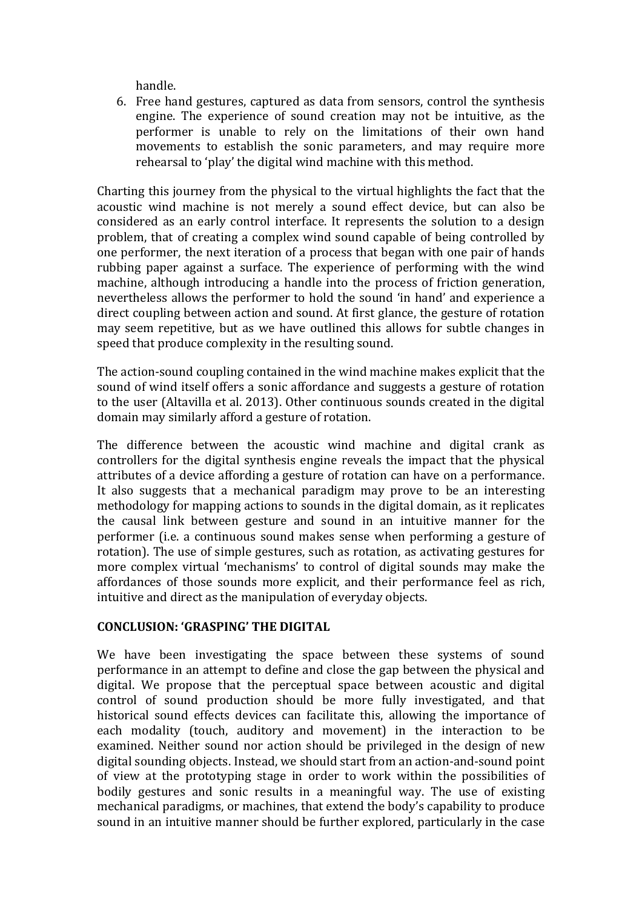handle.

6. Free hand gestures, captured as data from sensors, control the synthesis engine. The experience of sound creation may not be intuitive, as the performer is unable to rely on the limitations of their own hand movements to establish the sonic parameters, and may require more rehearsal to 'play' the digital wind machine with this method.

Charting this journey from the physical to the virtual highlights the fact that the acoustic wind machine is not merely a sound effect device, but can also be considered as an early control interface. It represents the solution to a design problem, that of creating a complex wind sound capable of being controlled by one performer, the next iteration of a process that began with one pair of hands rubbing paper against a surface. The experience of performing with the wind machine, although introducing a handle into the process of friction generation, nevertheless allows the performer to hold the sound 'in hand' and experience a direct coupling between action and sound. At first glance, the gesture of rotation may seem repetitive, but as we have outlined this allows for subtle changes in speed that produce complexity in the resulting sound.

The action-sound coupling contained in the wind machine makes explicit that the sound of wind itself offers a sonic affordance and suggests a gesture of rotation to the user (Altavilla et al. 2013). Other continuous sounds created in the digital domain may similarly afford a gesture of rotation.

The difference between the acoustic wind machine and digital crank as controllers for the digital synthesis engine reveals the impact that the physical attributes of a device affording a gesture of rotation can have on a performance. It also suggests that a mechanical paradigm may prove to be an interesting methodology for mapping actions to sounds in the digital domain, as it replicates the causal link between gesture and sound in an intuitive manner for the performer (i.e. a continuous sound makes sense when performing a gesture of rotation). The use of simple gestures, such as rotation, as activating gestures for more complex virtual 'mechanisms' to control of digital sounds may make the affordances of those sounds more explicit, and their performance feel as rich, intuitive and direct as the manipulation of everyday objects.

## CONCLUSION: 'GRASPING' THE DIGITAL

We have been investigating the space between these systems of sound performance in an attempt to define and close the gap between the physical and digital. We propose that the perceptual space between acoustic and digital control of sound production should be more fully investigated, and that historical sound effects devices can facilitate this, allowing the importance of each modality (touch, auditory and movement) in the interaction to be examined. Neither sound nor action should be privileged in the design of new digital sounding objects. Instead, we should start from an action-and-sound point of view at the prototyping stage in order to work within the possibilities of bodily gestures and sonic results in a meaningful way. The use of existing mechanical paradigms, or machines, that extend the body's capability to produce sound in an intuitive manner should be further explored, particularly in the case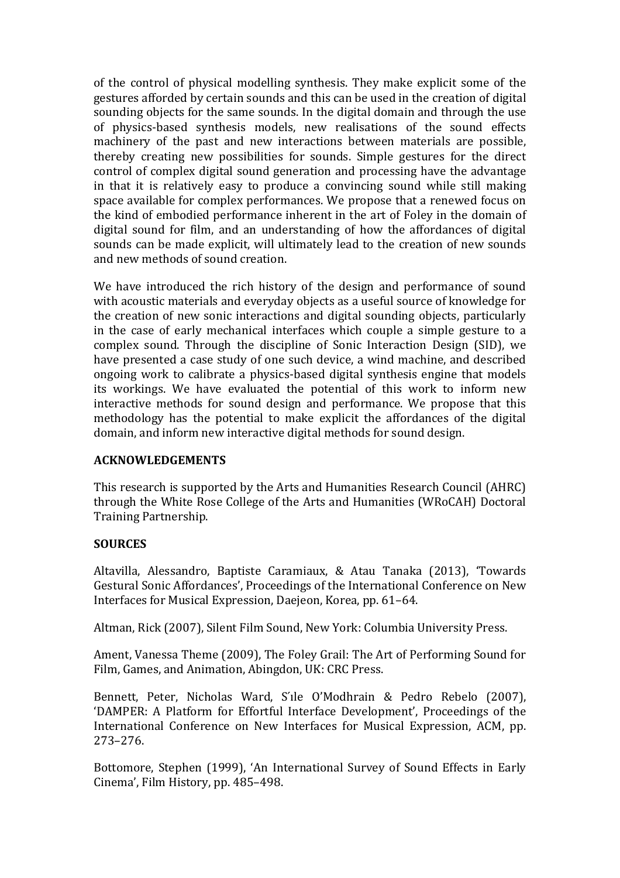of the control of physical modelling synthesis. They make explicit some of the gestures afforded by certain sounds and this can be used in the creation of digital sounding objects for the same sounds. In the digital domain and through the use of physics-based synthesis models, new realisations of the sound effects machinery of the past and new interactions between materials are possible, thereby creating new possibilities for sounds. Simple gestures for the direct control of complex digital sound generation and processing have the advantage in that it is relatively easy to produce a convincing sound while still making space available for complex performances. We propose that a renewed focus on the kind of embodied performance inherent in the art of Foley in the domain of digital sound for film, and an understanding of how the affordances of digital sounds can be made explicit, will ultimately lead to the creation of new sounds and new methods of sound creation.

We have introduced the rich history of the design and performance of sound with acoustic materials and everyday objects as a useful source of knowledge for the creation of new sonic interactions and digital sounding objects, particularly in the case of early mechanical interfaces which couple a simple gesture to a complex sound. Through the discipline of Sonic Interaction Design (SID), we have presented a case study of one such device, a wind machine, and described ongoing work to calibrate a physics-based digital synthesis engine that models its workings. We have evaluated the potential of this work to inform new interactive methods for sound design and performance. We propose that this methodology has the potential to make explicit the affordances of the digital domain, and inform new interactive digital methods for sound design.

**ACKNOWLEDGEMENTS**

This research is supported by the Arts and Humanities Research Council (AHRC) through the White Rose College of the Arts and Humanities (WRoCAH) Doctoral Training Partnership.

**SOURCES**

Altavilla, Alessandro, Baptiste Caramiaux, & Atau Tanaka (2013), 'Towards Gestural Sonic Affordances', Proceedings of the International Conference on New Interfaces for Musical Expression, Daejeon, Korea, pp. 61–64.

Altman, Rick (2007), Silent Film Sound, New York: Columbia University Press.

Ament, Vanessa Theme (2009), The Foley Grail: The Art of Performing Sound for Film, Games, and Animation, Abingdon, UK: CRC Press.

Bennett, Peter, Nicholas Ward, S´ıle O'Modhrain & Pedro Rebelo (2007), 'DAMPER: A Platform for Effortful Interface Development', Proceedings of the International Conference on New Interfaces for Musical Expression, ACM, pp. 273–276.

Bottomore, Stephen (1999), 'An International Survey of Sound Effects in Early Cinema', Film History, pp. 485–498.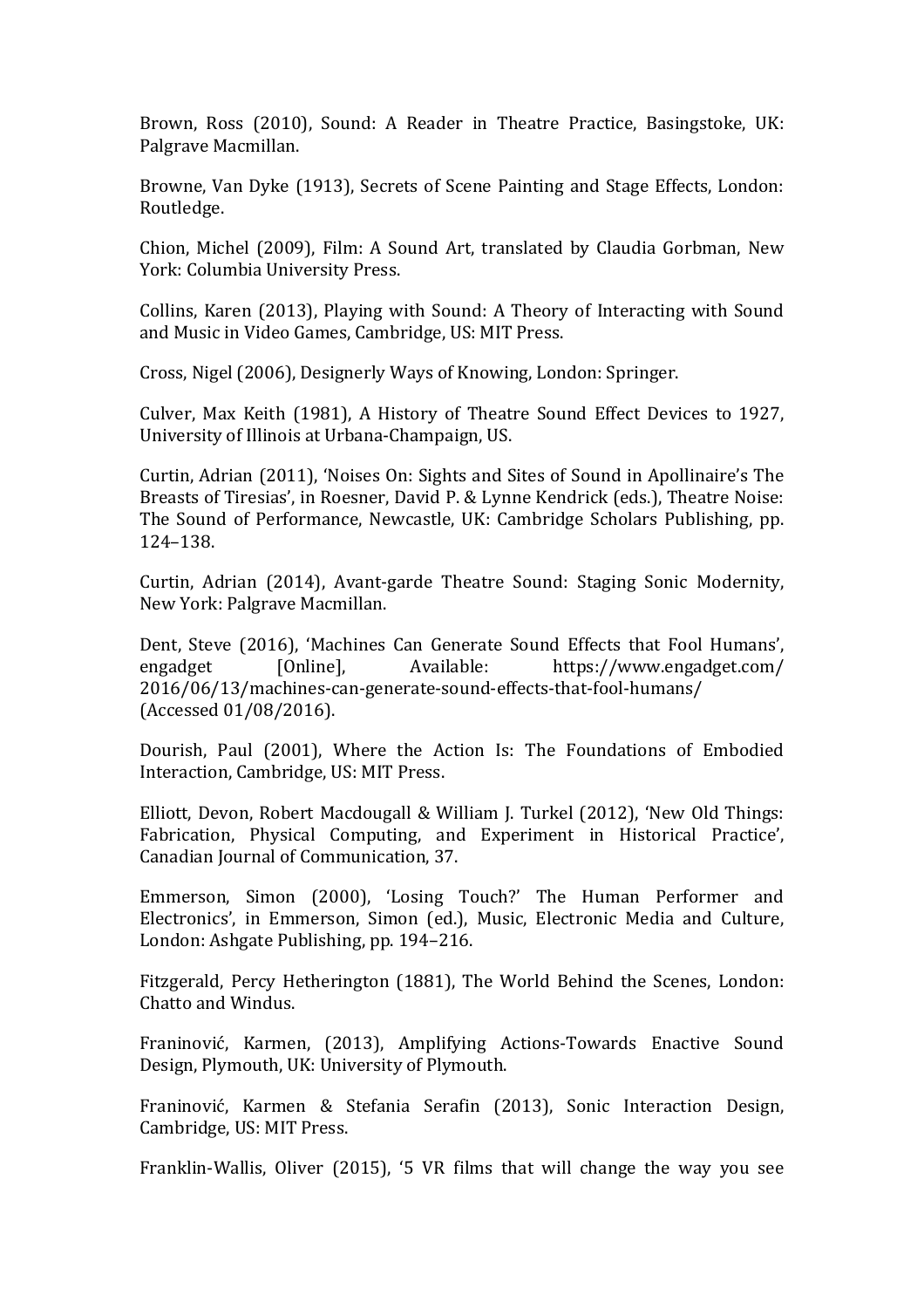Brown, Ross (2010), Sound: A Reader in Theatre Practice, Basingstoke, UK: Palgrave Macmillan.

Browne, Van Dyke (1913), Secrets of Scene Painting and Stage Effects, London: Routledge.

Chion, Michel (2009), Film: A Sound Art, translated by Claudia Gorbman, New York: Columbia University Press.

Collins, Karen (2013), Playing with Sound: A Theory of Interacting with Sound and Music in Video Games, Cambridge, US: MIT Press.

Cross, Nigel (2006), Designerly Ways of Knowing, London: Springer.

Culver, Max Keith (1981), A History of Theatre Sound Effect Devices to 1927, University of Illinois at Urbana-Champaign, US.

Curtin, Adrian (2011), 'Noises On: Sights and Sites of Sound in Apollinaire's The Breasts of Tiresias', in Roesner, David P. & Lynne Kendrick (eds.), Theatre Noise: The Sound of Performance, Newcastle, UK: Cambridge Scholars Publishing, pp. 124–138.

Curtin, Adrian (2014), Avant-garde Theatre Sound: Staging Sonic Modernity, New York: Palgrave Macmillan.

Dent, Steve (2016), 'Machines Can Generate Sound Effects that Fool Humans', engadget [Online], Available: https://www.engadget.com/2016/06/13/machines-can-generate-sound-effects-that-fool-humans/ (Accessed 01/08/2016).

Dourish, Paul (2001), Where the Action Is: The Foundations of Embodied Interaction, Cambridge, US: MIT Press.

Elliott, Devon, Robert Macdougall & William J. Turkel (2012), 'New Old Things: Fabrication, Physical Computing, and Experiment in Historical Practice', Canadian Journal of Communication, 37.

Emmerson, Simon (2000), 'Losing Touch?' The Human Performer and Electronics', in Emmerson, Simon (ed.), Music, Electronic Media and Culture, London: Ashgate Publishing, pp. 194–216.

Fitzgerald, Percy Hetherington (1881), The World Behind the Scenes, London: Chatto and Windus.

Franinović, Karmen, (2013), Amplifying Actions-Towards Enactive Sound Design, Plymouth, UK: University of Plymouth.

Franinović, Karmen & Stefania Serafin (2013), Sonic Interaction Design, Cambridge, US: MIT Press.

Franklin-Wallis, Oliver (2015), '5 VR films that will change the way you see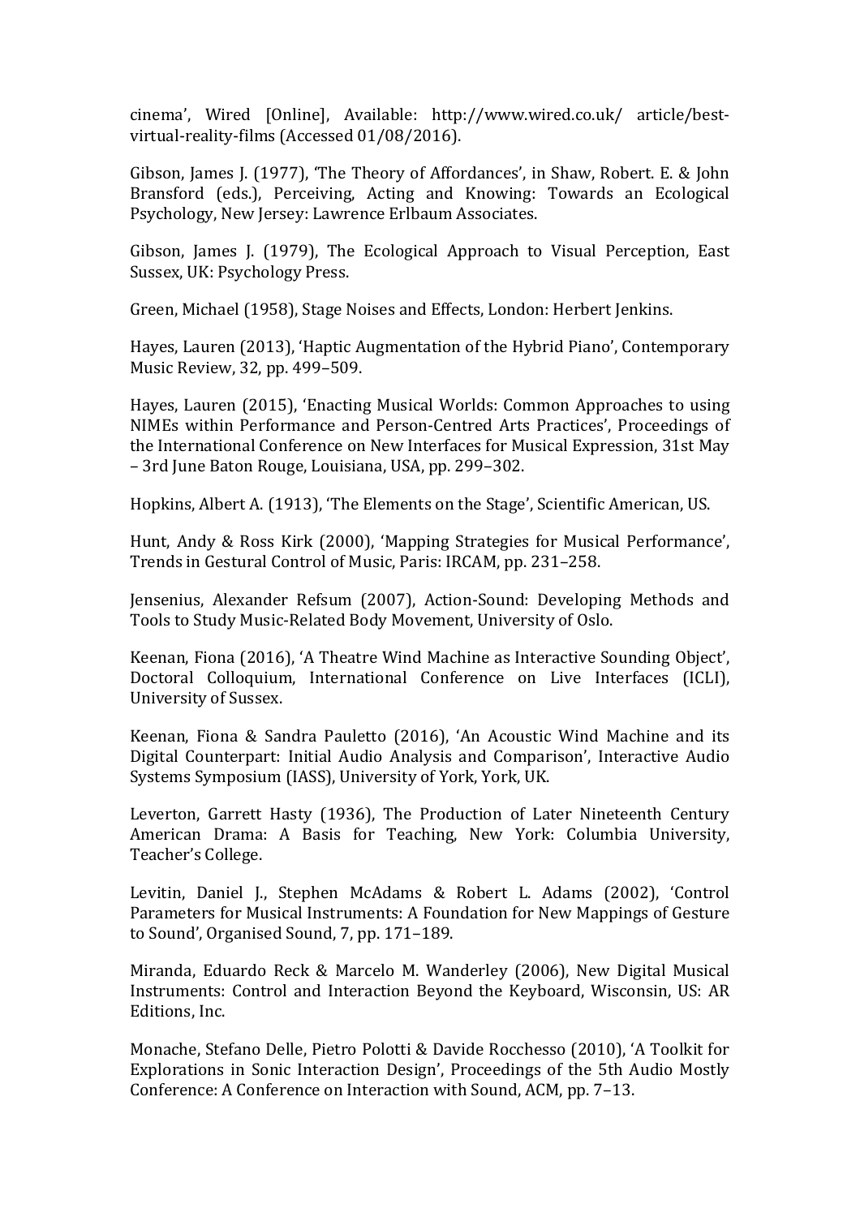cinema', Wired [Online], Available: http://www.wired.co.uk/ article/best-virtual-reality-films (Accessed 01/08/2016).

Gibson, James J. (1977), 'The Theory of Affordances', in Shaw, Robert. E. & John Bransford (eds.), Perceiving, Acting and Knowing: Towards an Ecological Psychology, New Jersey: Lawrence Erlbaum Associates.

Gibson, James J. (1979), The Ecological Approach to Visual Perception, East Sussex, UK: Psychology Press.

Green, Michael (1958), Stage Noises and Effects, London: Herbert Jenkins.

Hayes, Lauren (2013), 'Haptic Augmentation of the Hybrid Piano', Contemporary Music Review, 32, pp. 499–509.

Hayes, Lauren (2015), 'Enacting Musical Worlds: Common Approaches to using NIMEs within Performance and Person-Centred Arts Practices', Proceedings of the International Conference on New Interfaces for Musical Expression, 31st May – 3rd June Baton Rouge, Louisiana, USA, pp. 299–302.

Hopkins, Albert A. (1913), 'The Elements on the Stage', Scientific American, US.

Hunt, Andy & Ross Kirk (2000), 'Mapping Strategies for Musical Performance', Trends in Gestural Control of Music, Paris: IRCAM, pp. 231–258.

Jensenius, Alexander Refsum (2007), Action-Sound: Developing Methods and Tools to Study Music-Related Body Movement, University of Oslo.

Keenan, Fiona (2016), 'A Theatre Wind Machine as Interactive Sounding Object', Doctoral Colloquium, International Conference on Live Interfaces (ICLI), University of Sussex.

Keenan, Fiona & Sandra Pauletto (2016), 'An Acoustic Wind Machine and its Digital Counterpart: Initial Audio Analysis and Comparison', Interactive Audio Systems Symposium (IASS), University of York, York, UK.

Leverton, Garrett Hasty (1936), The Production of Later Nineteenth Century American Drama: A Basis for Teaching, New York: Columbia University, Teacher's College.

Levitin, Daniel J., Stephen McAdams & Robert L. Adams (2002), 'Control Parameters for Musical Instruments: A Foundation for New Mappings of Gesture to Sound', Organised Sound, 7, pp. 171–189.

Miranda, Eduardo Reck & Marcelo M. Wanderley (2006), New Digital Musical Instruments: Control and Interaction Beyond the Keyboard, Wisconsin, US: AR Editions, Inc.

Monache, Stefano Delle, Pietro Polotti & Davide Rocchesso (2010), 'A Toolkit for Explorations in Sonic Interaction Design', Proceedings of the 5th Audio Mostly Conference: A Conference on Interaction with Sound, ACM, pp. 7–13.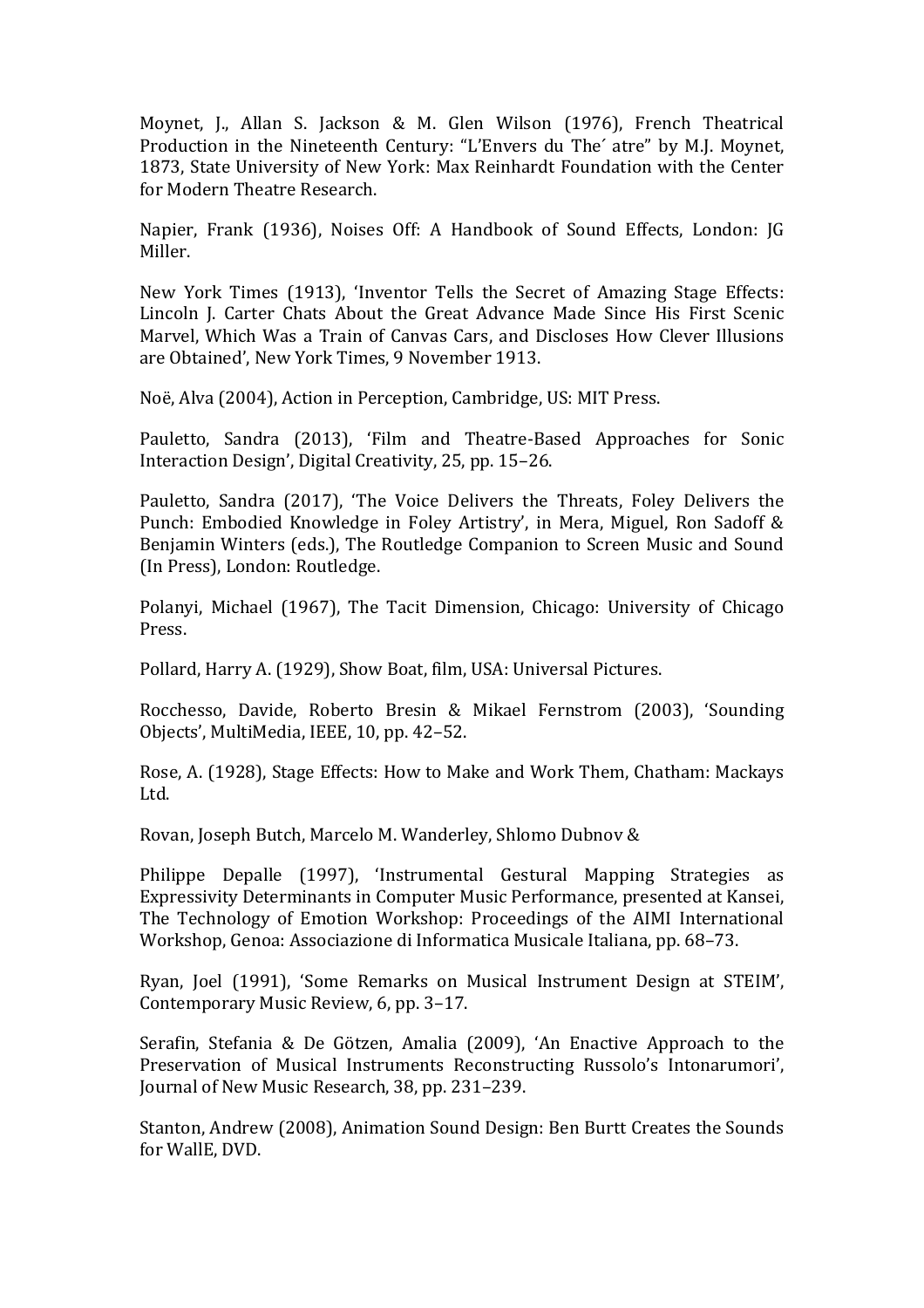Moynet, J., Allan S. Jackson & M. Glen Wilson (1976), French Theatrical Production in the Nineteenth Century: “L’Envers du The´ atre” by M.J. Moynet, 1873, State University of New York: Max Reinhardt Foundation with the Center for Modern Theatre Research.

Napier, Frank (1936), Noises Off: A Handbook of Sound Effects, London: JG Miller.

New York Times (1913), ‘Inventor Tells the Secret of Amazing Stage Effects: Lincoln J. Carter Chats About the Great Advance Made Since His First Scenic Marvel, Which Was a Train of Canvas Cars, and Discloses How Clever Illusions are Obtained’, New York Times, 9 November 1913.

Noë, Alva (2004), Action in Perception, Cambridge, US: MIT Press.

Pauletto, Sandra (2013), ‘Film and Theatre-Based Approaches for Sonic Interaction Design’, Digital Creativity, 25, pp. 15–26.

Pauletto, Sandra (2017), ‘The Voice Delivers the Threats, Foley Delivers the Punch: Embodied Knowledge in Foley Artistry’, in Mera, Miguel, Ron Sadoff & Benjamin Winters (eds.), The Routledge Companion to Screen Music and Sound (In Press), London: Routledge.

Polanyi, Michael (1967), The Tacit Dimension, Chicago: University of Chicago Press.

Pollard, Harry A. (1929), Show Boat, film, USA: Universal Pictures.

Rocchesso, Davide, Roberto Bresin & Mikael Fernstrom (2003), ‘Sounding Objects’, MultiMedia, IEEE, 10, pp. 42–52.

Rose, A. (1928), Stage Effects: How to Make and Work Them, Chatham: Mackays Ltd.

Rovan, Joseph Butch, Marcelo M. Wanderley, Shlomo Dubnov &

Philippe Depalle (1997), ‘Instrumental Gestural Mapping Strategies as Expressivity Determinants in Computer Music Performance, presented at Kansei, The Technology of Emotion Workshop: Proceedings of the AIMI International Workshop, Genoa: Associazione di Informatica Musicale Italiana, pp. 68–73.

Ryan, Joel (1991), ‘Some Remarks on Musical Instrument Design at STEIM’, Contemporary Music Review, 6, pp. 3–17.

Serafin, Stefania & De Götzen, Amalia (2009), ‘An Enactive Approach to the Preservation of Musical Instruments Reconstructing Russolo’s Intonarumori’, Journal of New Music Research, 38, pp. 231–239.

Stanton, Andrew (2008), Animation Sound Design: Ben Burtt Creates the Sounds for WallE, DVD.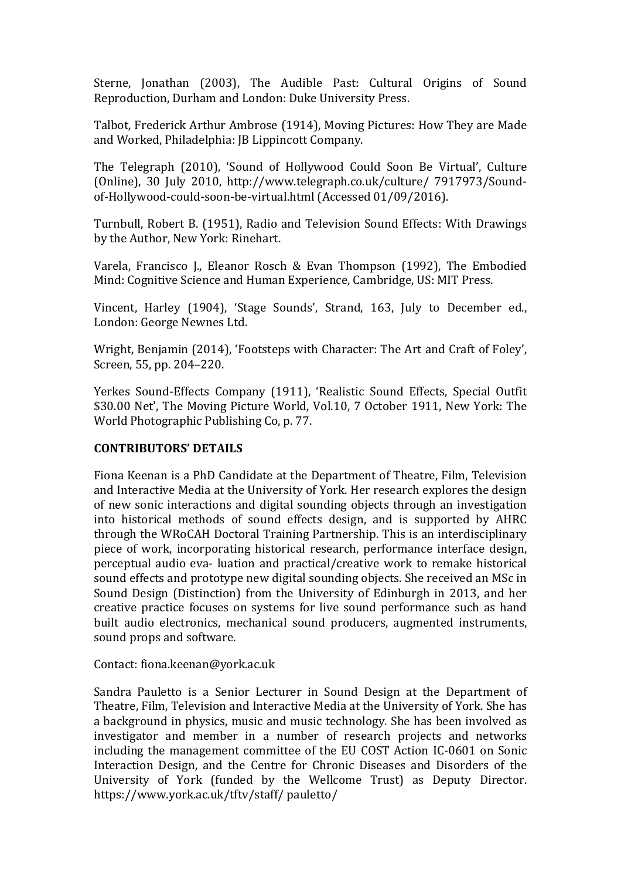Sterne, Jonathan (2003), The Audible Past: Cultural Origins of Sound Reproduction, Durham and London: Duke University Press.

Talbot, Frederick Arthur Ambrose (1914), Moving Pictures: How They are Made and Worked, Philadelphia: JB Lippincott Company.

The Telegraph (2010), 'Sound of Hollywood Could Soon Be Virtual', Culture (Online), 30 July 2010, http://www.telegraph.co.uk/culture/ 7917973/Sound-of-Hollywood-could-soon-be-virtual.html (Accessed 01/09/2016).

Turnbull, Robert B. (1951), Radio and Television Sound Effects: With Drawings by the Author, New York: Rinehart.

Varela, Francisco J., Eleanor Rosch & Evan Thompson (1992), The Embodied Mind: Cognitive Science and Human Experience, Cambridge, US: MIT Press.

Vincent, Harley (1904), 'Stage Sounds', Strand, 163, July to December ed., London: George Newnes Ltd.

Wright, Benjamin (2014), 'Footsteps with Character: The Art and Craft of Foley', Screen, 55, pp. 204–220.

Yerkes Sound-Effects Company (1911), 'Realistic Sound Effects, Special Outfit $30.00 Net', The Moving Picture World, Vol.10, 7 October 1911, New York: The World Photographic Publishing Co, p. 77.

**CONTRIBUTORS' DETAILS**

Fiona Keenan is a PhD Candidate at the Department of Theatre, Film, Television and Interactive Media at the University of York. Her research explores the design of new sonic interactions and digital sounding objects through an investigation into historical methods of sound effects design, and is supported by AHRC through the WRoCAH Doctoral Training Partnership. This is an interdisciplinary piece of work, incorporating historical research, performance interface design, perceptual audio eva- luation and practical/creative work to remake historical sound effects and prototype new digital sounding objects. She received an MSc in Sound Design (Distinction) from the University of Edinburgh in 2013, and her creative practice focuses on systems for live sound performance such as hand built audio electronics, mechanical sound producers, augmented instruments, sound props and software.

Contact: fiona.keenan@york.ac.uk

Sandra Pauletto is a Senior Lecturer in Sound Design at the Department of Theatre, Film, Television and Interactive Media at the University of York. She has a background in physics, music and music technology. She has been involved as investigator and member in a number of research projects and networks including the management committee of the EU COST Action IC-0601 on Sonic Interaction Design, and the Centre for Chronic Diseases and Disorders of the University of York (funded by the Wellcome Trust) as Deputy Director. https://www.york.ac.uk/tftv/staff/ pauletto/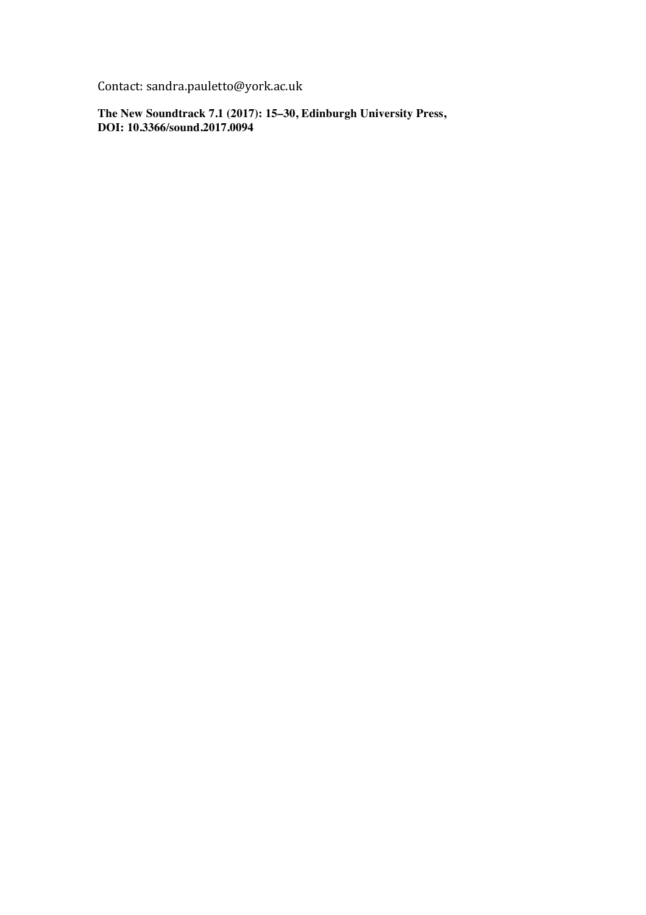Contact: sandra.pauletto@york.ac.uk

**The New Soundtrack 7.1 (2017): 15–30, Edinburgh University Press, DOI: 10.3366/sound.2017.0094**